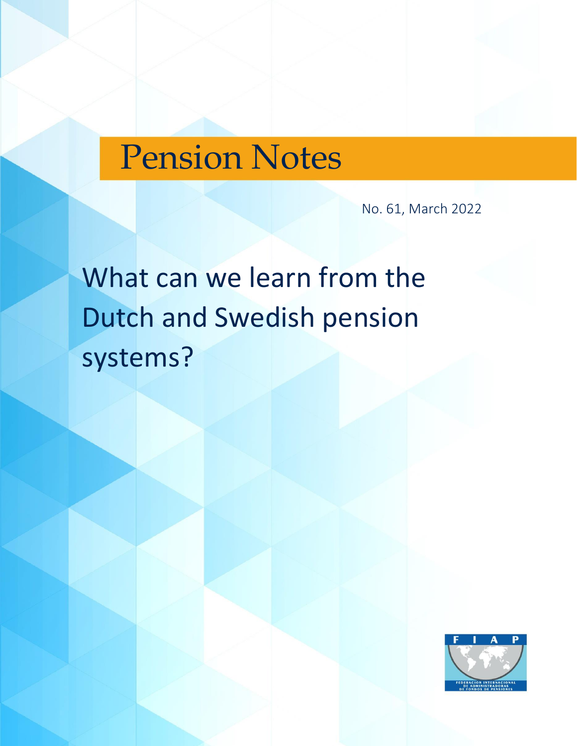# Pension Notes

No. 61, March 2022

## What can we learn from the Dutch and Swedish pension systems?

F I A P

FEDERACIÓN INTERNACIONAL DE ADMINISTRADORAS DE FONDOS DE PENSIONES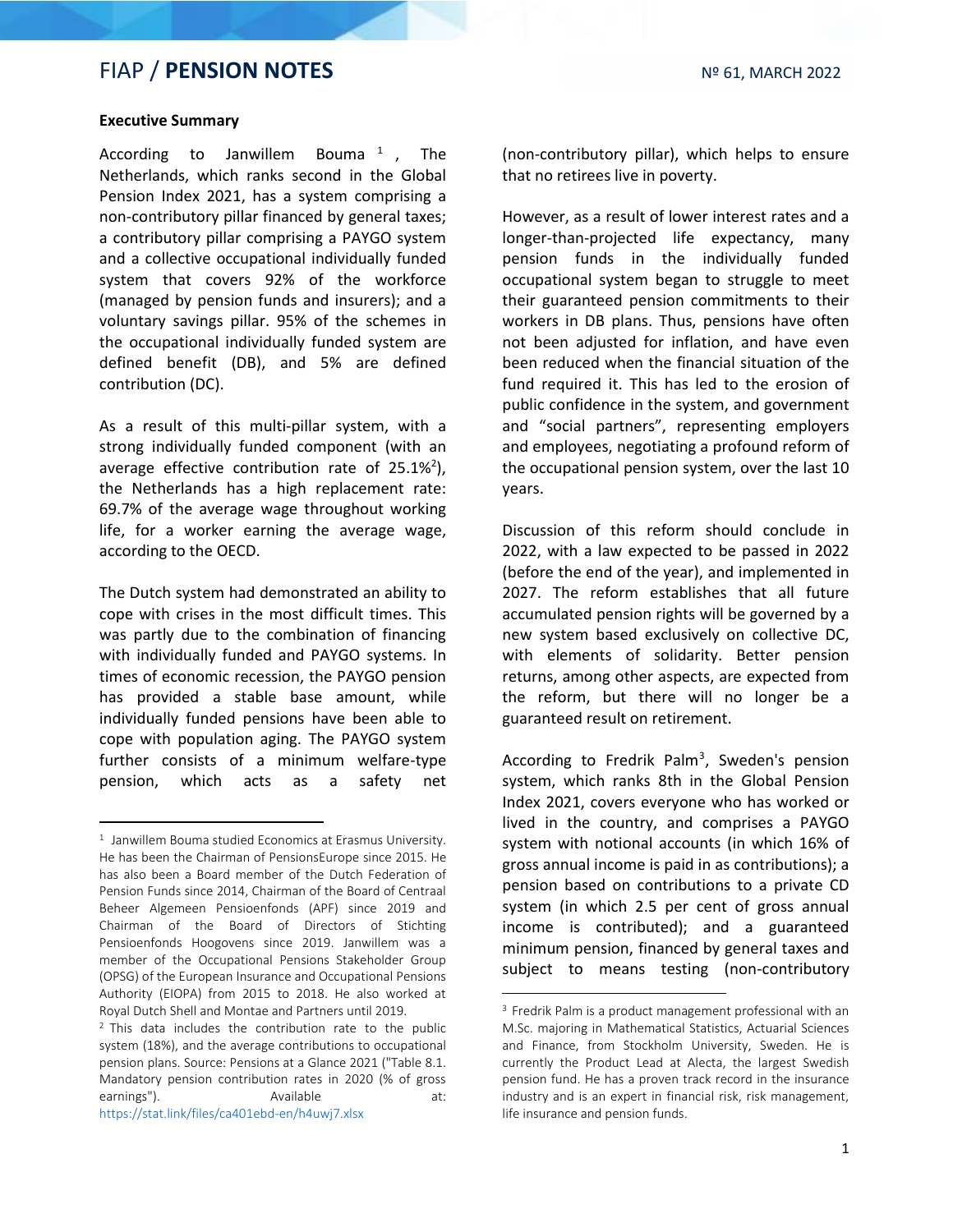### Executive Summary

According to Janwillem Bouma [1], The Netherlands, which ranks second in the Global Pension Index 2021, has a system comprising a non-contributory pillar financed by general taxes; a contributory pillar comprising a PAYGO system and a collective occupational individually funded system that covers 92% of the workforce (managed by pension funds and insurers); and a voluntary savings pillar. 95% of the schemes in the occupational individually funded system are defined benefit (DB), and 5% are defined contribution (DC).

As a result of this multi-pillar system, with a strong individually funded component (with an average effective contribution rate of 25.1%[2]), the Netherlands has a high replacement rate: 69.7% of the average wage throughout working life, for a worker earning the average wage, according to the OECD.

The Dutch system had demonstrated an ability to cope with crises in the most difficult times. This was partly due to the combination of financing with individually funded and PAYGO systems. In times of economic recession, the PAYGO pension has provided a stable base amount, while individually funded pensions have been able to cope with population aging. The PAYGO system further consists of a minimum welfare-type pension, which acts as a safety net (non-contributory pillar), which helps to ensure that no retirees live in poverty.

However, as a result of lower interest rates and a longer-than-projected life expectancy, many pension funds in the individually funded occupational system began to struggle to meet their guaranteed pension commitments to their workers in DB plans. Thus, pensions have often not been adjusted for inflation, and have even been reduced when the financial situation of the fund required it. This has led to the erosion of public confidence in the system, and government and "social partners", representing employers and employees, negotiating a profound reform of the occupational pension system, over the last 10 years.

Discussion of this reform should conclude in 2022, with a law expected to be passed in 2022 (before the end of the year), and implemented in 2027. The reform establishes that all future accumulated pension rights will be governed by a new system based exclusively on collective DC, with elements of solidarity. Better pension returns, among other aspects, are expected from the reform, but there will no longer be a guaranteed result on retirement.

According to Fredrik Palm[3], Sweden's pension system, which ranks 8th in the Global Pension Index 2021, covers everyone who has worked or lived in the country, and comprises a PAYGO system with notional accounts (in which 16% of gross annual income is paid in as contributions); a pension based on contributions to a private CD system (in which 2.5 per cent of gross annual income is contributed); and a guaranteed minimum pension, financed by general taxes and subject to means testing (non-contributory

---

[1] Janwillem Bouma studied Economics at Erasmus University. He has been the Chairman of PensionsEurope since 2015. He has also been a Board member of the Dutch Federation of Pension Funds since 2014, Chairman of the Board of Centraal Beheer Algemeen Pensioenfonds (APF) since 2019 and Chairman of the Board of Directors of Stichting Pensioenfonds Hoogovens since 2019. Janwillem was a member of the Occupational Pensions Stakeholder Group (OPSG) of the European Insurance and Occupational Pensions Authority (EIOPA) from 2015 to 2018. He also worked at Royal Dutch Shell and Montae and Partners until 2019.

[2] This data includes the contribution rate to the public system (18%), and the average contributions to occupational pension plans. Source: Pensions at a Glance 2021 ("Table 8.1. Mandatory pension contribution rates in 2020 (% of gross earnings"). Available at: https://stat.link/files/ca401ebd-en/h4uwj7.xlsx

[3] Fredrik Palm is a product management professional with an M.Sc. majoring in Mathematical Statistics, Actuarial Sciences and Finance, from Stockholm University, Sweden. He is currently the Product Lead at Alecta, the largest Swedish pension fund. He has a proven track record in the insurance industry and is an expert in financial risk, risk management, life insurance and pension funds.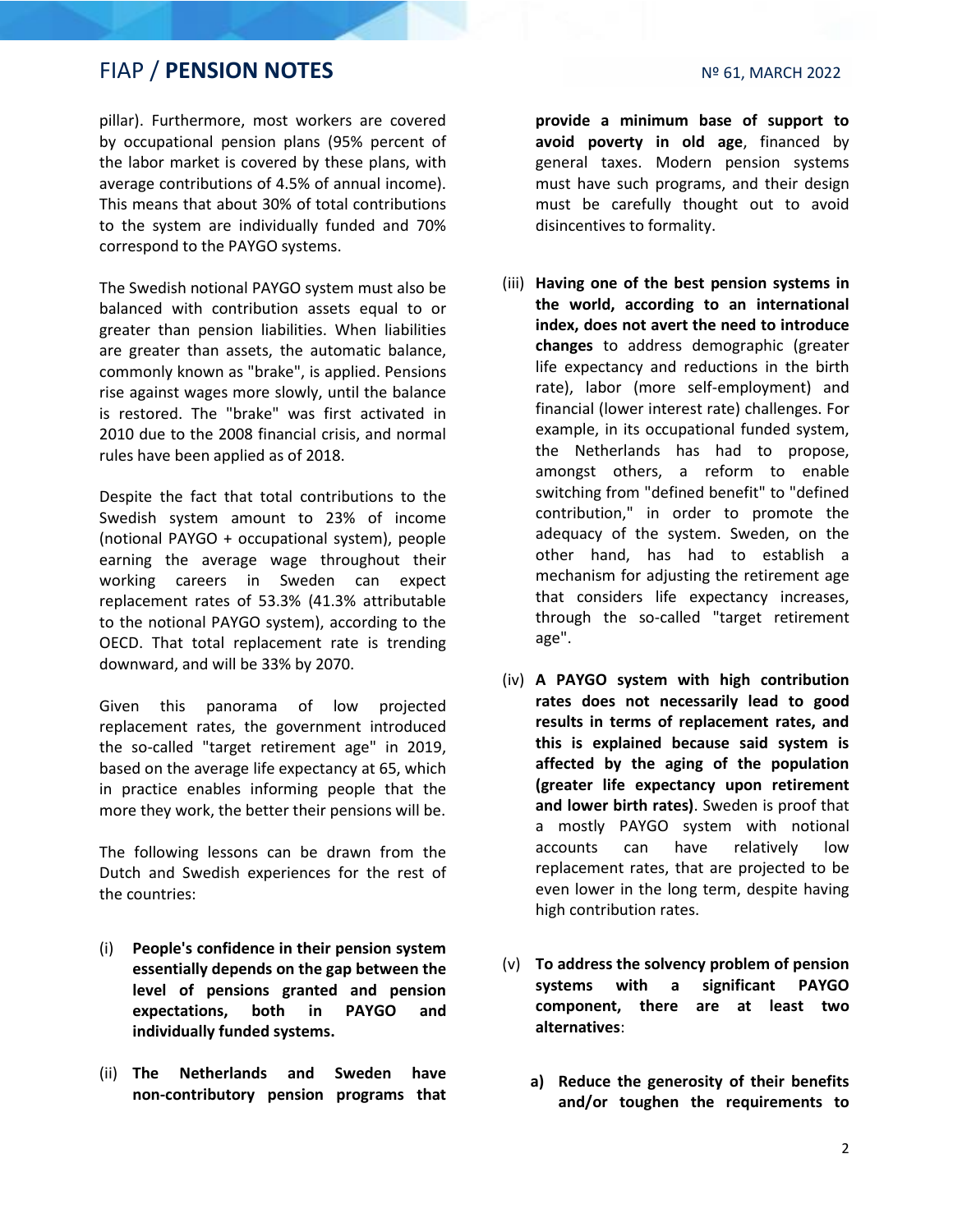pillar). Furthermore, most workers are covered by occupational pension plans (95% percent of the labor market is covered by these plans, with average contributions of 4.5% of annual income). This means that about 30% of total contributions to the system are individually funded and 70% correspond to the PAYGO systems.

The Swedish notional PAYGO system must also be balanced with contribution assets equal to or greater than pension liabilities. When liabilities are greater than assets, the automatic balance, commonly known as "brake", is applied. Pensions rise against wages more slowly, until the balance is restored. The "brake" was first activated in 2010 due to the 2008 financial crisis, and normal rules have been applied as of 2018.

Despite the fact that total contributions to the Swedish system amount to 23% of income (notional PAYGO + occupational system), people earning the average wage throughout their working careers in Sweden can expect replacement rates of 53.3% (41.3% attributable to the notional PAYGO system), according to the OECD. That total replacement rate is trending downward, and will be 33% by 2070.

Given this panorama of low projected replacement rates, the government introduced the so-called "target retirement age" in 2019, based on the average life expectancy at 65, which in practice enables informing people that the more they work, the better their pensions will be.

The following lessons can be drawn from the Dutch and Swedish experiences for the rest of the countries:

(i) **People's confidence in their pension system essentially depends on the gap between the level of pensions granted and pension expectations, both in PAYGO and individually funded systems.**

(ii) **The Netherlands and Sweden have non-contributory pension programs that provide a minimum base of support to avoid poverty in old age**, financed by general taxes. Modern pension systems must have such programs, and their design must be carefully thought out to avoid disincentives to formality.

(iii) **Having one of the best pension systems in the world, according to an international index, does not avert the need to introduce changes** to address demographic (greater life expectancy and reductions in the birth rate), labor (more self-employment) and financial (lower interest rate) challenges. For example, in its occupational funded system, the Netherlands has had to propose, amongst others, a reform to enable switching from "defined benefit" to "defined contribution," in order to promote the adequacy of the system. Sweden, on the other hand, has had to establish a mechanism for adjusting the retirement age that considers life expectancy increases, through the so-called "target retirement age".

(iv) **A PAYGO system with high contribution rates does not necessarily lead to good results in terms of replacement rates, and this is explained because said system is affected by the aging of the population (greater life expectancy upon retirement and lower birth rates)**. Sweden is proof that a mostly PAYGO system with notional accounts can have relatively low replacement rates, that are projected to be even lower in the long term, despite having high contribution rates.

(v) **To address the solvency problem of pension systems with a significant PAYGO component, there are at least two alternatives**:

   **a) Reduce the generosity of their benefits and/or toughen the requirements to**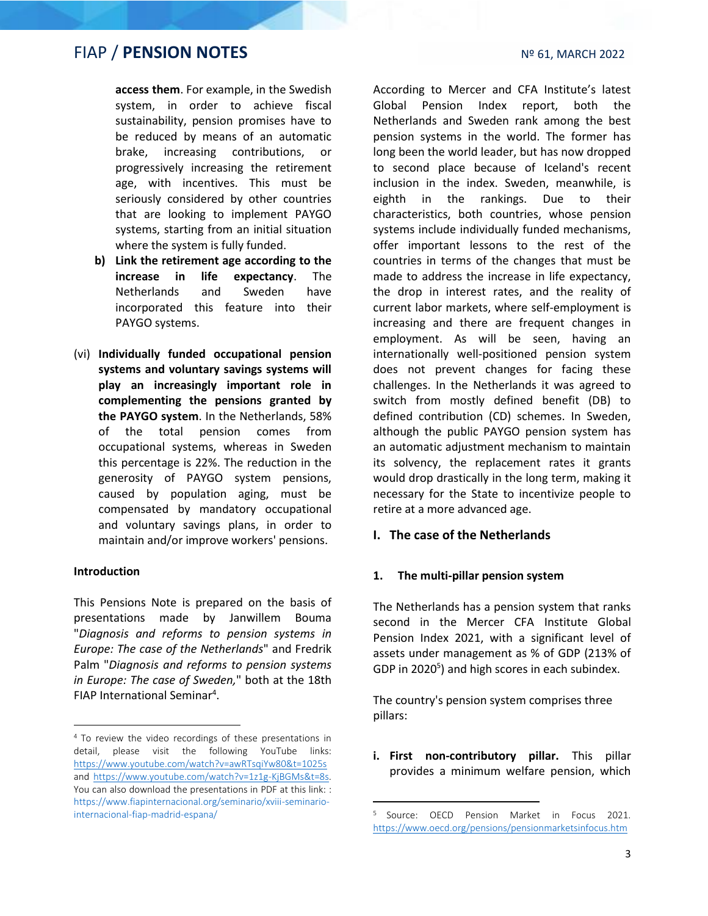**access them**. For example, in the Swedish system, in order to achieve fiscal sustainability, pension promises have to be reduced by means of an automatic brake, increasing contributions, or progressively increasing the retirement age, with incentives. This must be seriously considered by other countries that are looking to implement PAYGO systems, starting from an initial situation where the system is fully funded.

b) **Link the retirement age according to the increase in life expectancy**. The Netherlands and Sweden have incorporated this feature into their PAYGO systems.

(vi) **Individually funded occupational pension systems and voluntary savings systems will play an increasingly important role in complementing the pensions granted by the PAYGO system**. In the Netherlands, 58% of the total pension comes from occupational systems, whereas in Sweden this percentage is 22%. The reduction in the generosity of PAYGO system pensions, caused by population aging, must be compensated by mandatory occupational and voluntary savings plans, in order to maintain and/or improve workers' pensions.

## Introduction

This Pensions Note is prepared on the basis of presentations made by Janwillem Bouma "*Diagnosis and reforms to pension systems in Europe: The case of the Netherlands*" and Fredrik Palm "*Diagnosis and reforms to pension systems in Europe: The case of Sweden,*" both at the 18th FIAP International Seminar[4].

According to Mercer and CFA Institute's latest Global Pension Index report, both the Netherlands and Sweden rank among the best pension systems in the world. The former has long been the world leader, but has now dropped to second place because of Iceland's recent inclusion in the index. Sweden, meanwhile, is eighth in the rankings. Due to their characteristics, both countries, whose pension systems include individually funded mechanisms, offer important lessons to the rest of the countries in terms of the changes that must be made to address the increase in life expectancy, the drop in interest rates, and the reality of current labor markets, where self-employment is increasing and there are frequent changes in employment. As will be seen, having an internationally well-positioned pension system does not prevent changes for facing these challenges. In the Netherlands it was agreed to switch from mostly defined benefit (DB) to defined contribution (CD) schemes. In Sweden, although the public PAYGO pension system has an automatic adjustment mechanism to maintain its solvency, the replacement rates it grants would drop drastically in the long term, making it necessary for the State to incentivize people to retire at a more advanced age.

## I. The case of the Netherlands

### 1. The multi-pillar pension system

The Netherlands has a pension system that ranks second in the Mercer CFA Institute Global Pension Index 2021, with a significant level of assets under management as % of GDP (213% of GDP in 2020[5]) and high scores in each subindex.

The country's pension system comprises three pillars:

i. **First non-contributory pillar.** This pillar provides a minimum welfare pension, which

---

[4] To review the video recordings of these presentations in detail, please visit the following YouTube links: https://www.youtube.com/watch?v=awRTsqiYw80&t=1025s and https://www.youtube.com/watch?v=1z1g-KjBGMs&t=8s. You can also download the presentations in PDF at this link: : https://www.fiapinternacional.org/seminario/xviii-seminario-internacional-fiap-madrid-espana/

[5] Source: OECD Pension Market in Focus 2021. https://www.oecd.org/pensions/pensionmarketsinfocus.htm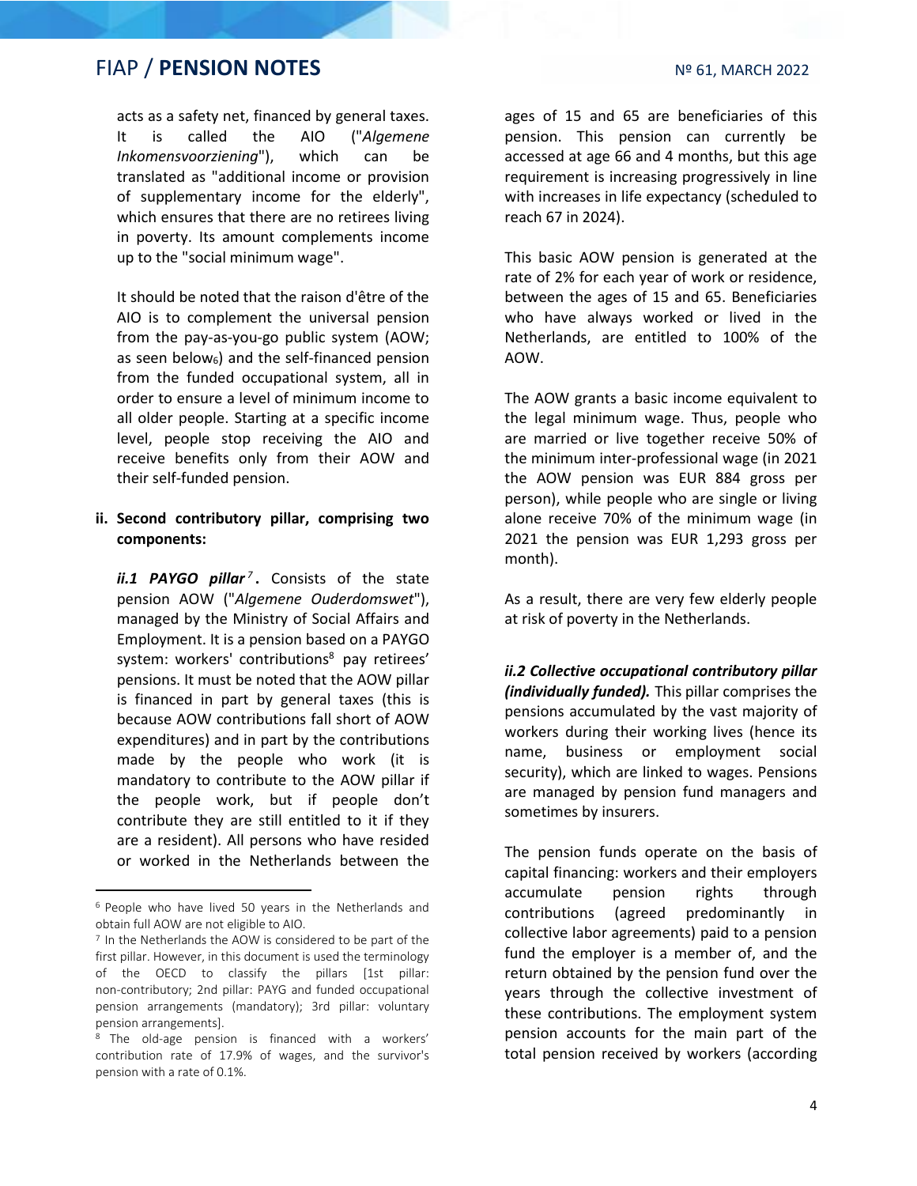acts as a safety net, financed by general taxes. It is called the AIO ("*Algemene Inkomensvoorziening*"), which can be translated as "additional income or provision of supplementary income for the elderly", which ensures that there are no retirees living in poverty. Its amount complements income up to the "social minimum wage".

It should be noted that the raison d'être of the AIO is to complement the universal pension from the pay-as-you-go public system (AOW; as seen below[6]) and the self-financed pension from the funded occupational system, all in order to ensure a level of minimum income to all older people. Starting at a specific income level, people stop receiving the AIO and receive benefits only from their AOW and their self-funded pension.

**ii. Second contributory pillar, comprising two components:**

***ii.1 PAYGO pillar*[7].** Consists of the state pension AOW ("*Algemene Ouderdomswet*"), managed by the Ministry of Social Affairs and Employment. It is a pension based on a PAYGO system: workers' contributions[8] pay retirees' pensions. It must be noted that the AOW pillar is financed in part by general taxes (this is because AOW contributions fall short of AOW expenditures) and in part by the contributions made by the people who work (it is mandatory to contribute to the AOW pillar if the people work, but if people don't contribute they are still entitled to it if they are a resident). All persons who have resided or worked in the Netherlands between the ages of 15 and 65 are beneficiaries of this pension. This pension can currently be accessed at age 66 and 4 months, but this age requirement is increasing progressively in line with increases in life expectancy (scheduled to reach 67 in 2024).

This basic AOW pension is generated at the rate of 2% for each year of work or residence, between the ages of 15 and 65. Beneficiaries who have always worked or lived in the Netherlands, are entitled to 100% of the AOW.

The AOW grants a basic income equivalent to the legal minimum wage. Thus, people who are married or live together receive 50% of the minimum inter-professional wage (in 2021 the AOW pension was EUR 884 gross per person), while people who are single or living alone receive 70% of the minimum wage (in 2021 the pension was EUR 1,293 gross per month).

As a result, there are very few elderly people at risk of poverty in the Netherlands.

***ii.2 Collective occupational contributory pillar (individually funded).*** This pillar comprises the pensions accumulated by the vast majority of workers during their working lives (hence its name, business or employment social security), which are linked to wages. Pensions are managed by pension fund managers and sometimes by insurers.

The pension funds operate on the basis of capital financing: workers and their employers accumulate pension rights through contributions (agreed predominantly in collective labor agreements) paid to a pension fund the employer is a member of, and the return obtained by the pension fund over the years through the collective investment of these contributions. The employment system pension accounts for the main part of the total pension received by workers (according

---

[6] People who have lived 50 years in the Netherlands and obtain full AOW are not eligible to AIO.

[7] In the Netherlands the AOW is considered to be part of the first pillar. However, in this document is used the terminology of the OECD to classify the pillars [1st pillar: non-contributory; 2nd pillar: PAYG and funded occupational pension arrangements (mandatory); 3rd pillar: voluntary pension arrangements].

[8] The old-age pension is financed with a workers' contribution rate of 17.9% of wages, and the survivor's pension with a rate of 0.1%.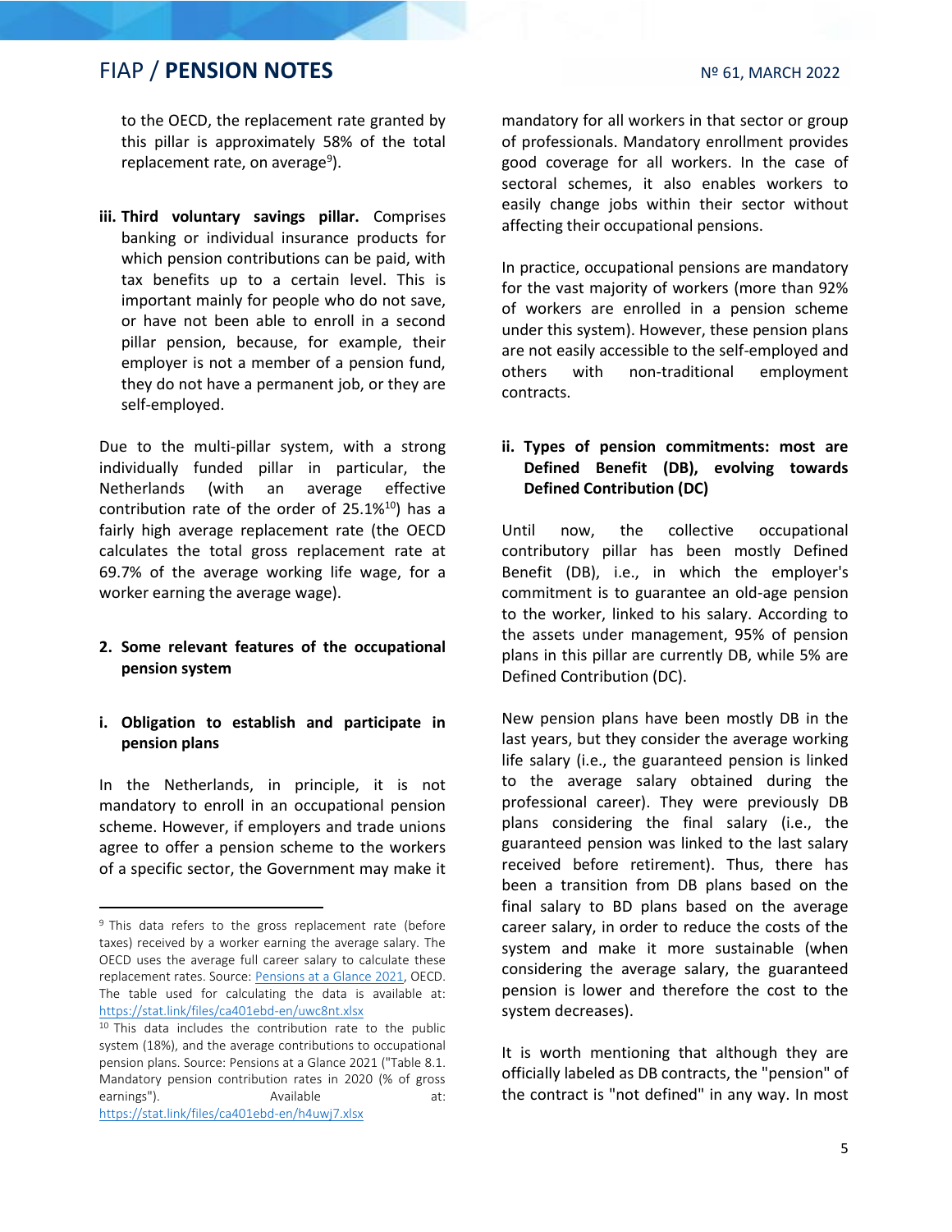to the OECD, the replacement rate granted by this pillar is approximately 58% of the total replacement rate, on average[9]).

iii. **Third voluntary savings pillar.** Comprises banking or individual insurance products for which pension contributions can be paid, with tax benefits up to a certain level. This is important mainly for people who do not save, or have not been able to enroll in a second pillar pension, because, for example, their employer is not a member of a pension fund, they do not have a permanent job, or they are self-employed.

Due to the multi-pillar system, with a strong individually funded pillar in particular, the Netherlands (with an average effective contribution rate of the order of 25.1%[10]) has a fairly high average replacement rate (the OECD calculates the total gross replacement rate at 69.7% of the average working life wage, for a worker earning the average wage).

## 2. Some relevant features of the occupational pension system

### i. Obligation to establish and participate in pension plans

In the Netherlands, in principle, it is not mandatory to enroll in an occupational pension scheme. However, if employers and trade unions agree to offer a pension scheme to the workers of a specific sector, the Government may make it mandatory for all workers in that sector or group of professionals. Mandatory enrollment provides good coverage for all workers. In the case of sectoral schemes, it also enables workers to easily change jobs within their sector without affecting their occupational pensions.

In practice, occupational pensions are mandatory for the vast majority of workers (more than 92% of workers are enrolled in a pension scheme under this system). However, these pension plans are not easily accessible to the self-employed and others with non-traditional employment contracts.

### ii. Types of pension commitments: most are Defined Benefit (DB), evolving towards Defined Contribution (DC)

Until now, the collective occupational contributory pillar has been mostly Defined Benefit (DB), i.e., in which the employer's commitment is to guarantee an old-age pension to the worker, linked to his salary. According to the assets under management, 95% of pension plans in this pillar are currently DB, while 5% are Defined Contribution (DC).

New pension plans have been mostly DB in the last years, but they consider the average working life salary (i.e., the guaranteed pension is linked to the average salary obtained during the professional career). They were previously DB plans considering the final salary (i.e., the guaranteed pension was linked to the last salary received before retirement). Thus, there has been a transition from DB plans based on the final salary to BD plans based on the average career salary, in order to reduce the costs of the system and make it more sustainable (when considering the average salary, the guaranteed pension is lower and therefore the cost to the system decreases).

It is worth mentioning that although they are officially labeled as DB contracts, the "pension" of the contract is "not defined" in any way. In most

---

[9] This data refers to the gross replacement rate (before taxes) received by a worker earning the average salary. The OECD uses the average full career salary to calculate these replacement rates. Source: Pensions at a Glance 2021, OECD. The table used for calculating the data is available at: https://stat.link/files/ca401ebd-en/uwc8nt.xlsx

[10] This data includes the contribution rate to the public system (18%), and the average contributions to occupational pension plans. Source: Pensions at a Glance 2021 ("Table 8.1. Mandatory pension contribution rates in 2020 (% of gross earnings"). Available at: https://stat.link/files/ca401ebd-en/h4uwj7.xlsx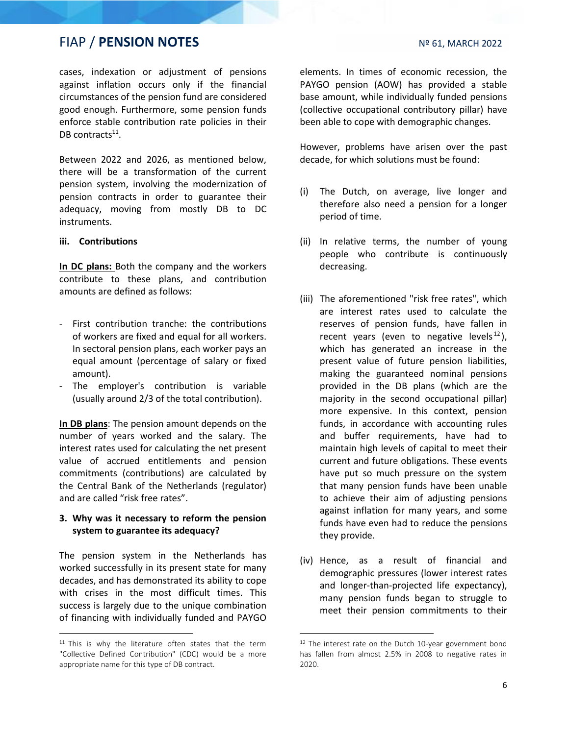cases, indexation or adjustment of pensions against inflation occurs only if the financial circumstances of the pension fund are considered good enough. Furthermore, some pension funds enforce stable contribution rate policies in their DB contracts[11].

Between 2022 and 2026, as mentioned below, there will be a transformation of the current pension system, involving the modernization of pension contracts in order to guarantee their adequacy, moving from mostly DB to DC instruments.

#### iii. Contributions

**In DC plans:** Both the company and the workers contribute to these plans, and contribution amounts are defined as follows:

- First contribution tranche: the contributions of workers are fixed and equal for all workers. In sectoral pension plans, each worker pays an equal amount (percentage of salary or fixed amount).
- The employer's contribution is variable (usually around 2/3 of the total contribution).

**In DB plans**: The pension amount depends on the number of years worked and the salary. The interest rates used for calculating the net present value of accrued entitlements and pension commitments (contributions) are calculated by the Central Bank of the Netherlands (regulator) and are called "risk free rates".

### 3. Why was it necessary to reform the pension system to guarantee its adequacy?

The pension system in the Netherlands has worked successfully in its present state for many decades, and has demonstrated its ability to cope with crises in the most difficult times. This success is largely due to the unique combination of financing with individually funded and PAYGO elements. In times of economic recession, the PAYGO pension (AOW) has provided a stable base amount, while individually funded pensions (collective occupational contributory pillar) have been able to cope with demographic changes.

However, problems have arisen over the past decade, for which solutions must be found:

(i) The Dutch, on average, live longer and therefore also need a pension for a longer period of time.

(ii) In relative terms, the number of young people who contribute is continuously decreasing.

(iii) The aforementioned "risk free rates", which are interest rates used to calculate the reserves of pension funds, have fallen in recent years (even to negative levels[12]), which has generated an increase in the present value of future pension liabilities, making the guaranteed nominal pensions provided in the DB plans (which are the majority in the second occupational pillar) more expensive. In this context, pension funds, in accordance with accounting rules and buffer requirements, have had to maintain high levels of capital to meet their current and future obligations. These events have put so much pressure on the system that many pension funds have been unable to achieve their aim of adjusting pensions against inflation for many years, and some funds have even had to reduce the pensions they provide.

(iv) Hence, as a result of financial and demographic pressures (lower interest rates and longer-than-projected life expectancy), many pension funds began to struggle to meet their pension commitments to their

---

[11] This is why the literature often states that the term "Collective Defined Contribution" (CDC) would be a more appropriate name for this type of DB contract.

[12] The interest rate on the Dutch 10-year government bond has fallen from almost 2.5% in 2008 to negative rates in 2020.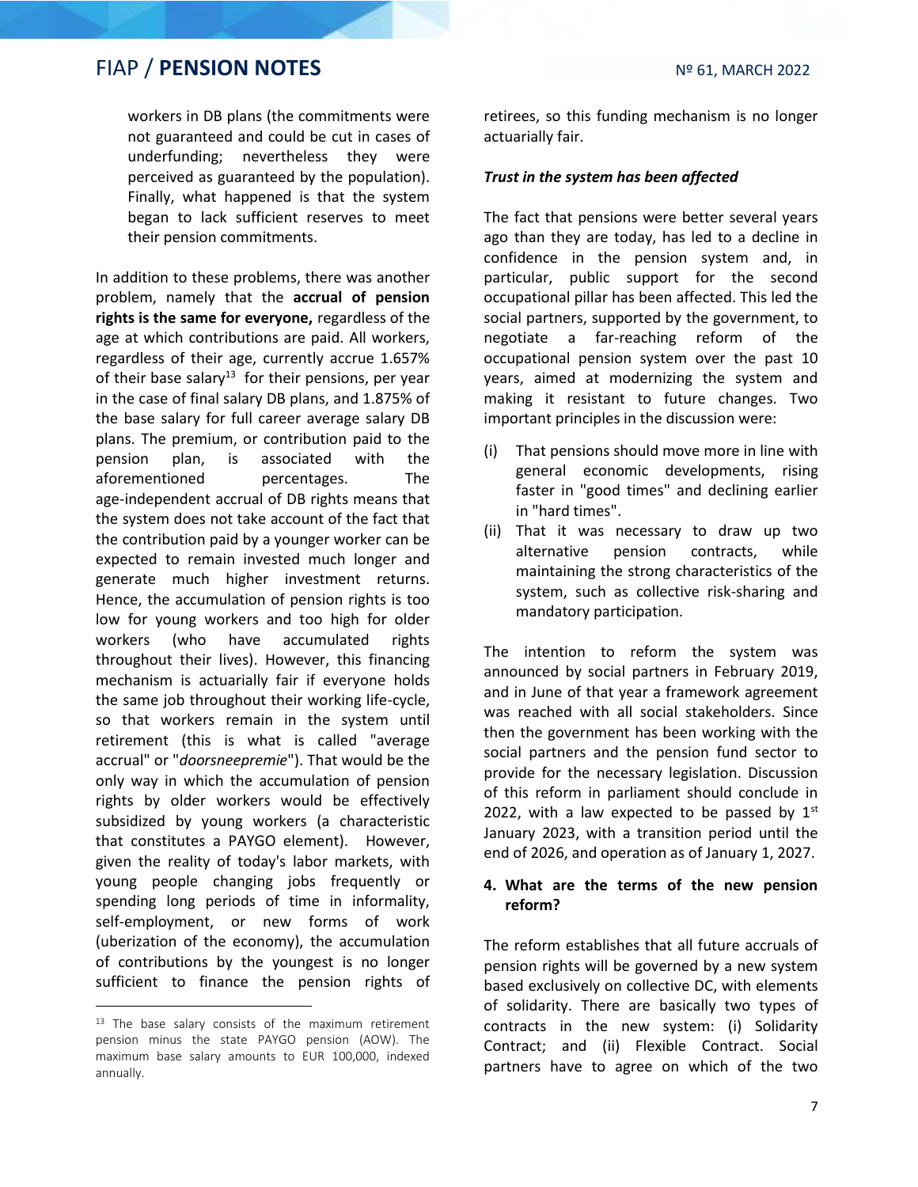workers in DB plans (the commitments were not guaranteed and could be cut in cases of underfunding; nevertheless they were perceived as guaranteed by the population). Finally, what happened is that the system began to lack sufficient reserves to meet their pension commitments.

In addition to these problems, there was another problem, namely that the **accrual of pension rights is the same for everyone,** regardless of the age at which contributions are paid. All workers, regardless of their age, currently accrue 1.657% of their base salary[13] for their pensions, per year in the case of final salary DB plans, and 1.875% of the base salary for full career average salary DB plans. The premium, or contribution paid to the pension plan, is associated with the aforementioned percentages. The age-independent accrual of DB rights means that the system does not take account of the fact that the contribution paid by a younger worker can be expected to remain invested much longer and generate much higher investment returns. Hence, the accumulation of pension rights is too low for young workers and too high for older workers (who have accumulated rights throughout their lives). However, this financing mechanism is actuarially fair if everyone holds the same job throughout their working life-cycle, so that workers remain in the system until retirement (this is what is called "average accrual" or "*doorsneepremie*"). That would be the only way in which the accumulation of pension rights by older workers would be effectively subsidized by young workers (a characteristic that constitutes a PAYGO element). However, given the reality of today's labor markets, with young people changing jobs frequently or spending long periods of time in informality, self-employment, or new forms of work (uberization of the economy), the accumulation of contributions by the youngest is no longer sufficient to finance the pension rights of retirees, so this funding mechanism is no longer actuarially fair.

[13] The base salary consists of the maximum retirement pension minus the state PAYGO pension (AOW). The maximum base salary amounts to EUR 100,000, indexed annually.

***Trust in the system has been affected***

The fact that pensions were better several years ago than they are today, has led to a decline in confidence in the pension system and, in particular, public support for the second occupational pillar has been affected. This led the social partners, supported by the government, to negotiate a far-reaching reform of the occupational pension system over the past 10 years, aimed at modernizing the system and making it resistant to future changes. Two important principles in the discussion were:

(i) That pensions should move more in line with general economic developments, rising faster in "good times" and declining earlier in "hard times".
(ii) That it was necessary to draw up two alternative pension contracts, while maintaining the strong characteristics of the system, such as collective risk-sharing and mandatory participation.

The intention to reform the system was announced by social partners in February 2019, and in June of that year a framework agreement was reached with all social stakeholders. Since then the government has been working with the social partners and the pension fund sector to provide for the necessary legislation. Discussion of this reform in parliament should conclude in 2022, with a law expected to be passed by 1st January 2023, with a transition period until the end of 2026, and operation as of January 1, 2027.

## 4. What are the terms of the new pension reform?

The reform establishes that all future accruals of pension rights will be governed by a new system based exclusively on collective DC, with elements of solidarity. There are basically two types of contracts in the new system: (i) Solidarity Contract; and (ii) Flexible Contract. Social partners have to agree on which of the two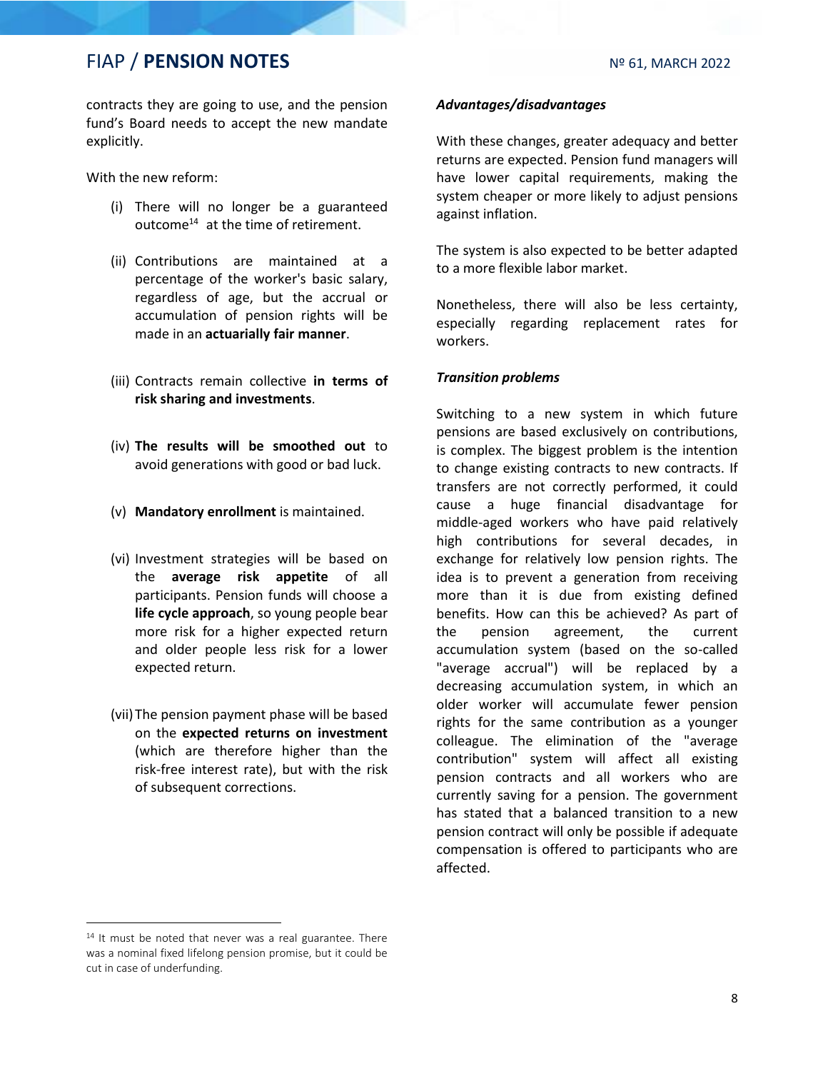contracts they are going to use, and the pension fund's Board needs to accept the new mandate explicitly.

With the new reform:

(i) There will no longer be a guaranteed outcome[14] at the time of retirement.

(ii) Contributions are maintained at a percentage of the worker's basic salary, regardless of age, but the accrual or accumulation of pension rights will be made in an **actuarially fair manner**.

(iii) Contracts remain collective **in terms of risk sharing and investments**.

(iv) **The results will be smoothed out** to avoid generations with good or bad luck.

(v) **Mandatory enrollment** is maintained.

(vi) Investment strategies will be based on the **average risk appetite** of all participants. Pension funds will choose a **life cycle approach**, so young people bear more risk for a higher expected return and older people less risk for a lower expected return.

(vii) The pension payment phase will be based on the **expected returns on investment** (which are therefore higher than the risk-free interest rate), but with the risk of subsequent corrections.

***Advantages/disadvantages***

With these changes, greater adequacy and better returns are expected. Pension fund managers will have lower capital requirements, making the system cheaper or more likely to adjust pensions against inflation.

The system is also expected to be better adapted to a more flexible labor market.

Nonetheless, there will also be less certainty, especially regarding replacement rates for workers.

***Transition problems***

Switching to a new system in which future pensions are based exclusively on contributions, is complex. The biggest problem is the intention to change existing contracts to new contracts. If transfers are not correctly performed, it could cause a huge financial disadvantage for middle-aged workers who have paid relatively high contributions for several decades, in exchange for relatively low pension rights. The idea is to prevent a generation from receiving more than it is due from existing defined benefits. How can this be achieved? As part of the pension agreement, the current accumulation system (based on the so-called "average accrual") will be replaced by a decreasing accumulation system, in which an older worker will accumulate fewer pension rights for the same contribution as a younger colleague. The elimination of the "average contribution" system will affect all existing pension contracts and all workers who are currently saving for a pension. The government has stated that a balanced transition to a new pension contract will only be possible if adequate compensation is offered to participants who are affected.

---

[14] It must be noted that never was a real guarantee. There was a nominal fixed lifelong pension promise, but it could be cut in case of underfunding.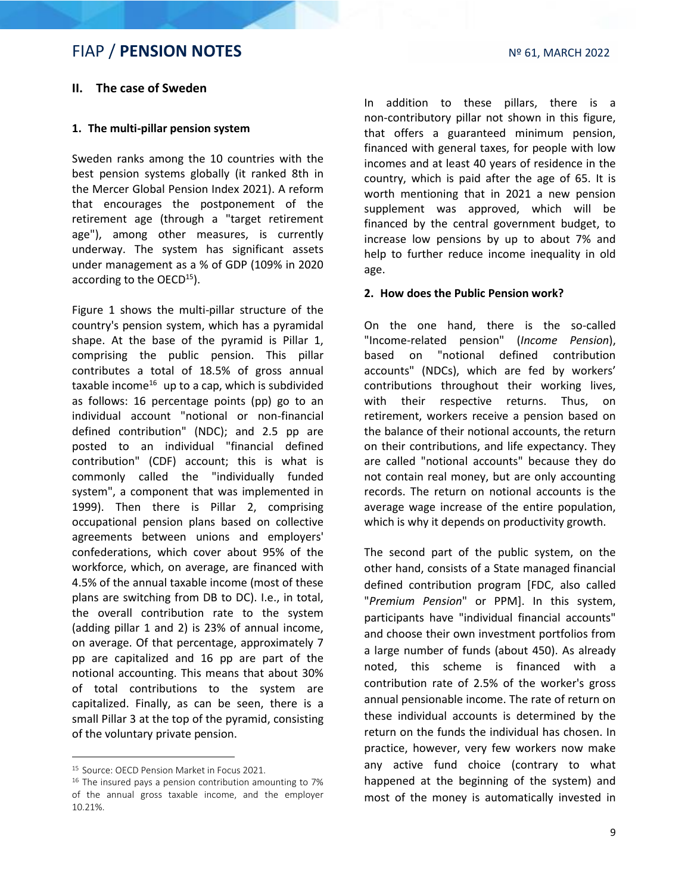## II. The case of Sweden

### 1. The multi-pillar pension system

Sweden ranks among the 10 countries with the best pension systems globally (it ranked 8th in the Mercer Global Pension Index 2021). A reform that encourages the postponement of the retirement age (through a "target retirement age"), among other measures, is currently underway. The system has significant assets under management as a % of GDP (109% in 2020 according to the OECD[15]).

Figure 1 shows the multi-pillar structure of the country's pension system, which has a pyramidal shape. At the base of the pyramid is Pillar 1, comprising the public pension. This pillar contributes a total of 18.5% of gross annual taxable income[16] up to a cap, which is subdivided as follows: 16 percentage points (pp) go to an individual account "notional or non-financial defined contribution" (NDC); and 2.5 pp are posted to an individual "financial defined contribution" (CDF) account; this is what is commonly called the "individually funded system", a component that was implemented in 1999). Then there is Pillar 2, comprising occupational pension plans based on collective agreements between unions and employers' confederations, which cover about 95% of the workforce, which, on average, are financed with 4.5% of the annual taxable income (most of these plans are switching from DB to DC). I.e., in total, the overall contribution rate to the system (adding pillar 1 and 2) is 23% of annual income, on average. Of that percentage, approximately 7 pp are capitalized and 16 pp are part of the notional accounting. This means that about 30% of total contributions to the system are capitalized. Finally, as can be seen, there is a small Pillar 3 at the top of the pyramid, consisting of the voluntary private pension.

In addition to these pillars, there is a non-contributory pillar not shown in this figure, that offers a guaranteed minimum pension, financed with general taxes, for people with low incomes and at least 40 years of residence in the country, which is paid after the age of 65. It is worth mentioning that in 2021 a new pension supplement was approved, which will be financed by the central government budget, to increase low pensions by up to about 7% and help to further reduce income inequality in old age.

### 2. How does the Public Pension work?

On the one hand, there is the so-called "Income-related pension" (*Income Pension*), based on "notional defined contribution accounts" (NDCs), which are fed by workers' contributions throughout their working lives, with their respective returns. Thus, on retirement, workers receive a pension based on the balance of their notional accounts, the return on their contributions, and life expectancy. They are called "notional accounts" because they do not contain real money, but are only accounting records. The return on notional accounts is the average wage increase of the entire population, which is why it depends on productivity growth.

The second part of the public system, on the other hand, consists of a State managed financial defined contribution program [FDC, also called "*Premium Pension*" or PPM]. In this system, participants have "individual financial accounts" and choose their own investment portfolios from a large number of funds (about 450). As already noted, this scheme is financed with a contribution rate of 2.5% of the worker's gross annual pensionable income. The rate of return on these individual accounts is determined by the return on the funds the individual has chosen. In practice, however, very few workers now make any active fund choice (contrary to what happened at the beginning of the system) and most of the money is automatically invested in

---

[15] Source: OECD Pension Market in Focus 2021.

[16] The insured pays a pension contribution amounting to 7% of the annual gross taxable income, and the employer 10.21%.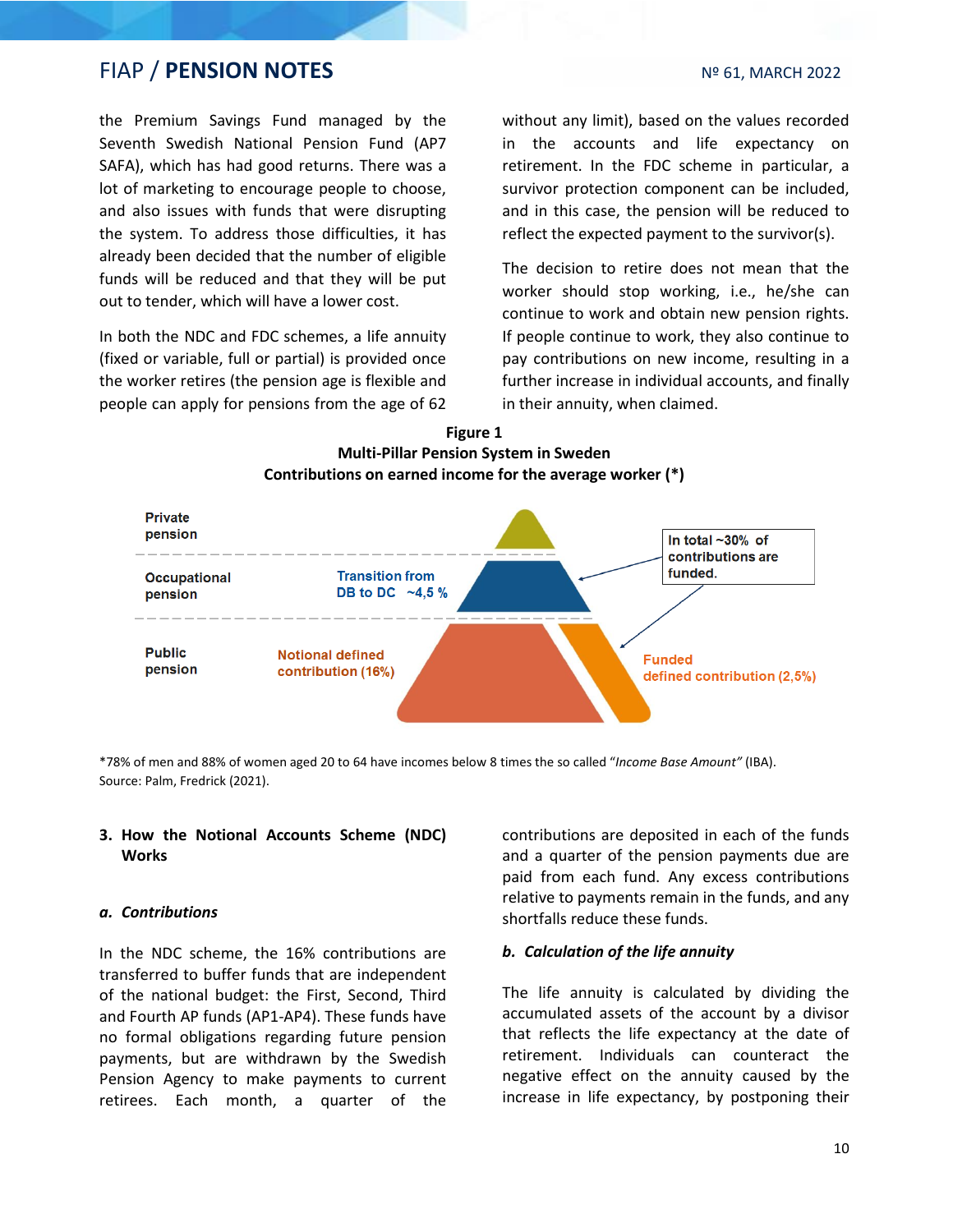the Premium Savings Fund managed by the Seventh Swedish National Pension Fund (AP7 SAFA), which has had good returns. There was a lot of marketing to encourage people to choose, and also issues with funds that were disrupting the system. To address those difficulties, it has already been decided that the number of eligible funds will be reduced and that they will be put out to tender, which will have a lower cost.

In both the NDC and FDC schemes, a life annuity (fixed or variable, full or partial) is provided once the worker retires (the pension age is flexible and people can apply for pensions from the age of 62 without any limit), based on the values recorded in the accounts and life expectancy on retirement. In the FDC scheme in particular, a survivor protection component can be included, and in this case, the pension will be reduced to reflect the expected payment to the survivor(s).

The decision to retire does not mean that the worker should stop working, i.e., he/she can continue to work and obtain new pension rights. If people continue to work, they also continue to pay contributions on new income, resulting in a further increase in individual accounts, and finally in their annuity, when claimed.

**Figure 1**
**Multi-Pillar Pension System in Sweden**
**Contributions on earned income for the average worker (\*)**

| | | |
|---|---|---|
| Private pension | | |
| Occupational pension | Transition from DB to DC ~4,5 % | |
| Public pension | Notional defined contribution (16%) | Funded defined contribution (2,5%) |

In total ~30% of contributions are funded.

\*78% of men and 88% of women aged 20 to 64 have incomes below 8 times the so called "*Income Base Amount"* (IBA).
Source: Palm, Fredrick (2021).

## 3. How the Notional Accounts Scheme (NDC) Works

### *a. Contributions*

In the NDC scheme, the 16% contributions are transferred to buffer funds that are independent of the national budget: the First, Second, Third and Fourth AP funds (AP1-AP4). These funds have no formal obligations regarding future pension payments, but are withdrawn by the Swedish Pension Agency to make payments to current retirees. Each month, a quarter of the contributions are deposited in each of the funds and a quarter of the pension payments due are paid from each fund. Any excess contributions relative to payments remain in the funds, and any shortfalls reduce these funds.

### *b. Calculation of the life annuity*

The life annuity is calculated by dividing the accumulated assets of the account by a divisor that reflects the life expectancy at the date of retirement. Individuals can counteract the negative effect on the annuity caused by the increase in life expectancy, by postponing their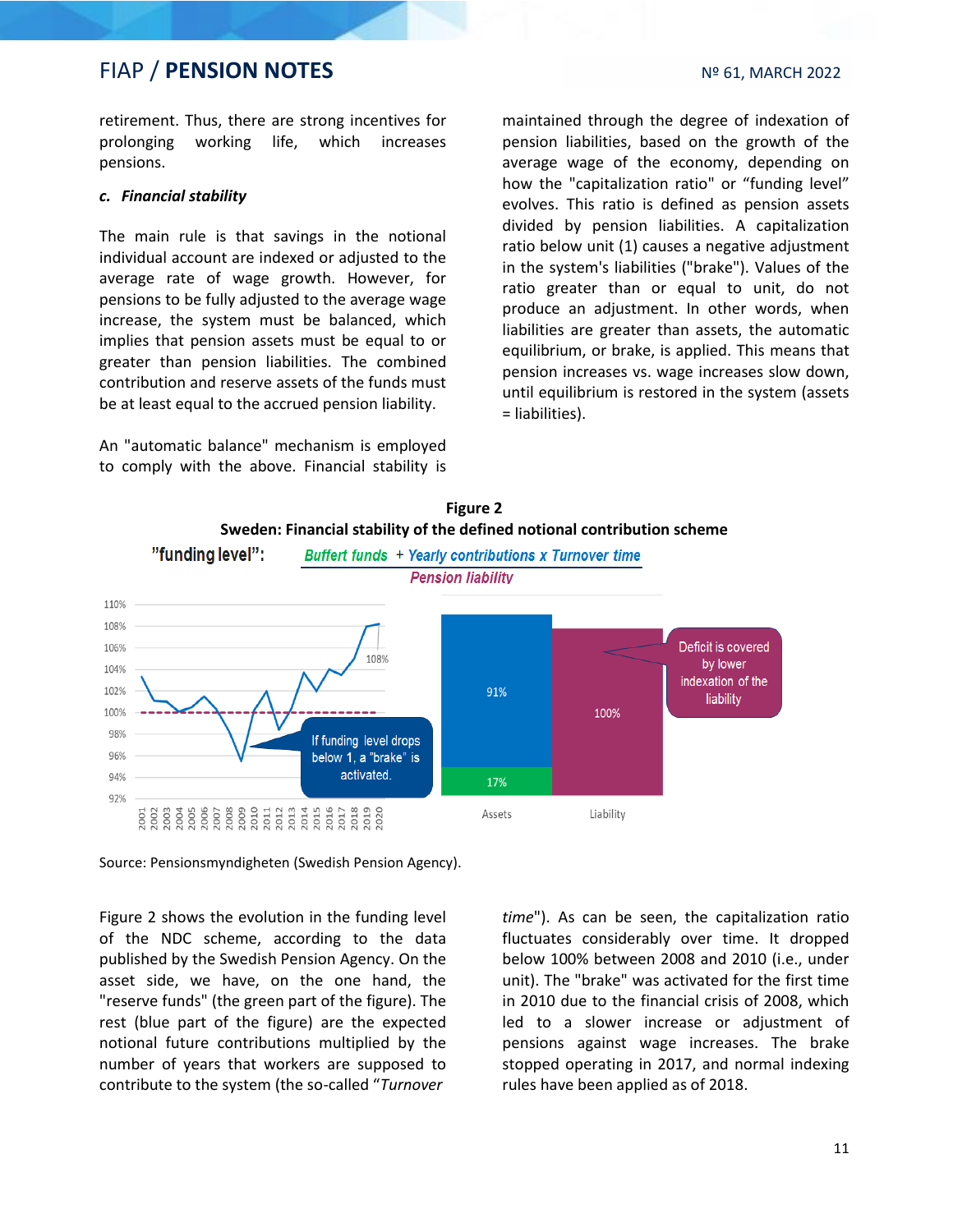retirement. Thus, there are strong incentives for prolonging working life, which increases pensions.

### *c. Financial stability*

The main rule is that savings in the notional individual account are indexed or adjusted to the average rate of wage growth. However, for pensions to be fully adjusted to the average wage increase, the system must be balanced, which implies that pension assets must be equal to or greater than pension liabilities. The combined contribution and reserve assets of the funds must be at least equal to the accrued pension liability.

An "automatic balance" mechanism is employed to comply with the above. Financial stability is maintained through the degree of indexation of pension liabilities, based on the growth of the average wage of the economy, depending on how the "capitalization ratio" or "funding level" evolves. This ratio is defined as pension assets divided by pension liabilities. A capitalization ratio below unit (1) causes a negative adjustment in the system's liabilities ("brake"). Values of the ratio greater than or equal to unit, do not produce an adjustment. In other words, when liabilities are greater than assets, the automatic equilibrium, or brake, is applied. This means that pension increases vs. wage increases slow down, until equilibrium is restored in the system (assets = liabilities).

**Figure 2**
**Sweden: Financial stability of the defined notional contribution scheme**

Source: Pensionsmyndigheten (Swedish Pension Agency).

Figure 2 shows the evolution in the funding level of the NDC scheme, according to the data published by the Swedish Pension Agency. On the asset side, we have, on the one hand, the "reserve funds" (the green part of the figure). The rest (blue part of the figure) are the expected notional future contributions multiplied by the number of years that workers are supposed to contribute to the system (the so-called "*Turnover time*"). As can be seen, the capitalization ratio fluctuates considerably over time. It dropped below 100% between 2008 and 2010 (i.e., under unit). The "brake" was activated for the first time in 2010 due to the financial crisis of 2008, which led to a slower increase or adjustment of pensions against wage increases. The brake stopped operating in 2017, and normal indexing rules have been applied as of 2018.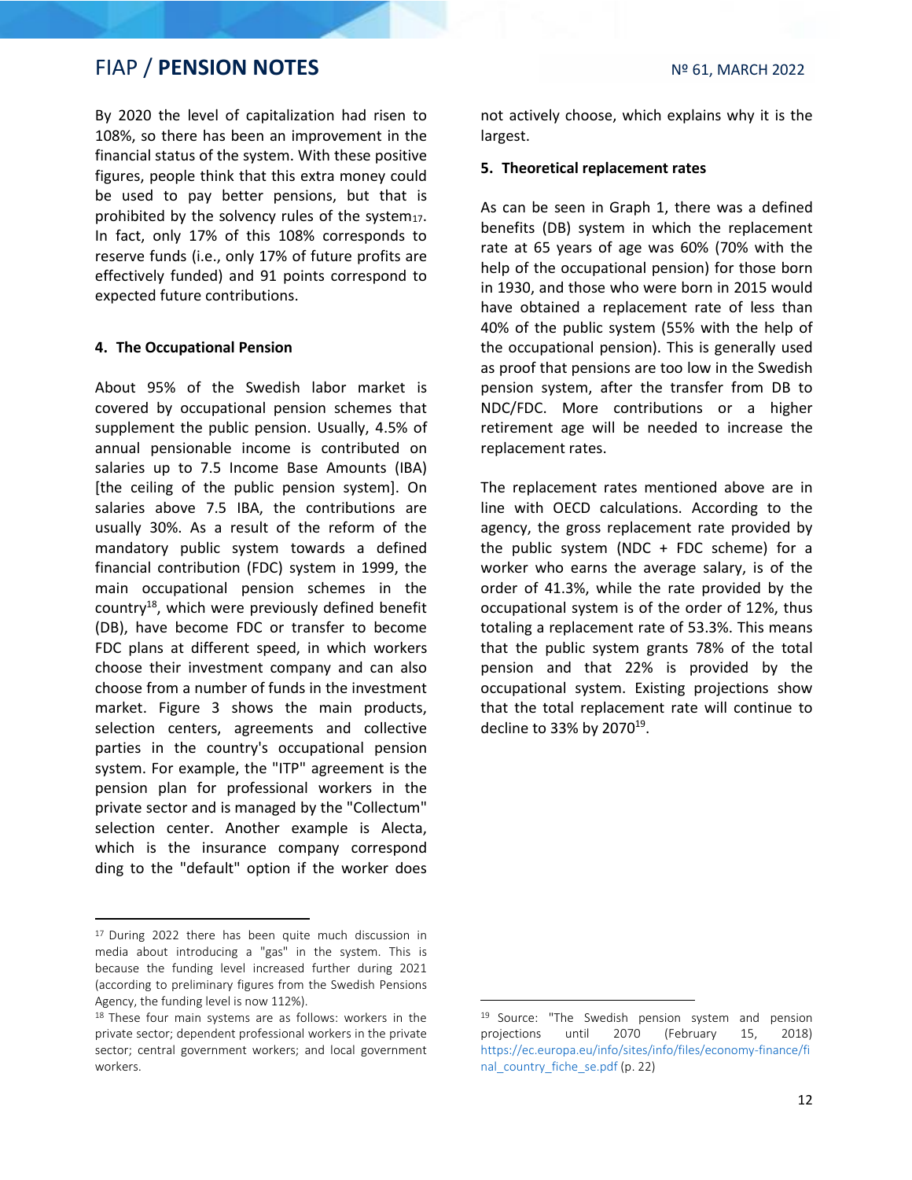By 2020 the level of capitalization had risen to 108%, so there has been an improvement in the financial status of the system. With these positive figures, people think that this extra money could be used to pay better pensions, but that is prohibited by the solvency rules of the system[17]. In fact, only 17% of this 108% corresponds to reserve funds (i.e., only 17% of future profits are effectively funded) and 91 points correspond to expected future contributions.

## 4. The Occupational Pension

About 95% of the Swedish labor market is covered by occupational pension schemes that supplement the public pension. Usually, 4.5% of annual pensionable income is contributed on salaries up to 7.5 Income Base Amounts (IBA) [the ceiling of the public pension system]. On salaries above 7.5 IBA, the contributions are usually 30%. As a result of the reform of the mandatory public system towards a defined financial contribution (FDC) system in 1999, the main occupational pension schemes in the country[18], which were previously defined benefit (DB), have become FDC or transfer to become FDC plans at different speed, in which workers choose their investment company and can also choose from a number of funds in the investment market. Figure 3 shows the main products, selection centers, agreements and collective parties in the country's occupational pension system. For example, the "ITP" agreement is the pension plan for professional workers in the private sector and is managed by the "Collectum" selection center. Another example is Alecta, which is the insurance company correspond ding to the "default" option if the worker does not actively choose, which explains why it is the largest.

## 5. Theoretical replacement rates

As can be seen in Graph 1, there was a defined benefits (DB) system in which the replacement rate at 65 years of age was 60% (70% with the help of the occupational pension) for those born in 1930, and those who were born in 2015 would have obtained a replacement rate of less than 40% of the public system (55% with the help of the occupational pension). This is generally used as proof that pensions are too low in the Swedish pension system, after the transfer from DB to NDC/FDC. More contributions or a higher retirement age will be needed to increase the replacement rates.

The replacement rates mentioned above are in line with OECD calculations. According to the agency, the gross replacement rate provided by the public system (NDC + FDC scheme) for a worker who earns the average salary, is of the order of 41.3%, while the rate provided by the occupational system is of the order of 12%, thus totaling a replacement rate of 53.3%. This means that the public system grants 78% of the total pension and that 22% is provided by the occupational system. Existing projections show that the total replacement rate will continue to decline to 33% by 2070[19].

---

[17] During 2022 there has been quite much discussion in media about introducing a "gas" in the system. This is because the funding level increased further during 2021 (according to preliminary figures from the Swedish Pensions Agency, the funding level is now 112%).

[18] These four main systems are as follows: workers in the private sector; dependent professional workers in the private sector; central government workers; and local government workers.

[19] Source: "The Swedish pension system and pension projections until 2070 (February 15, 2018) https://ec.europa.eu/info/sites/info/files/economy-finance/final_country_fiche_se.pdf (p. 22)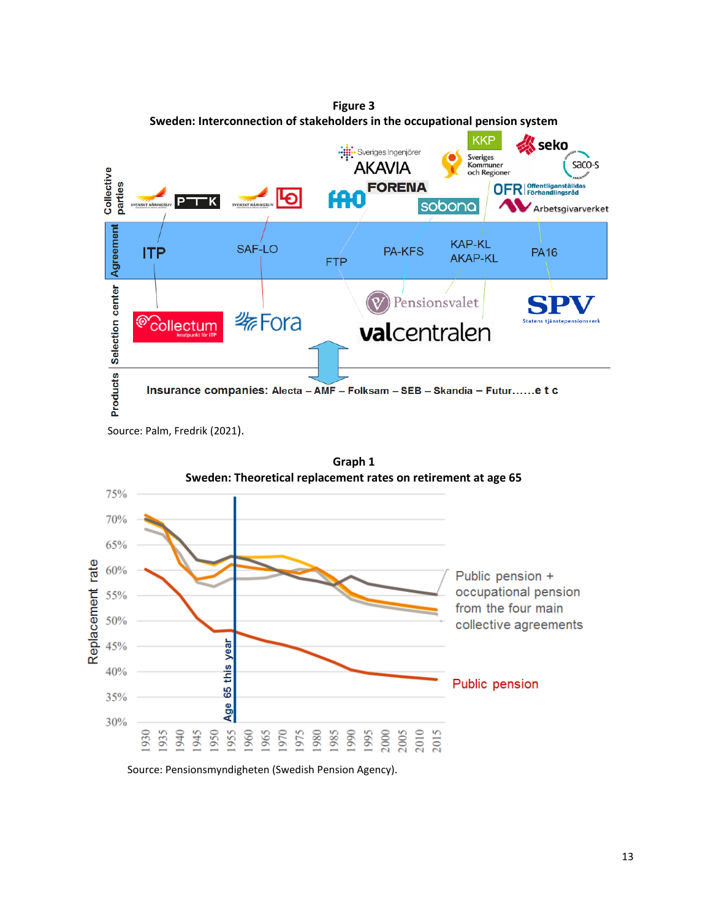**Figure 3**
**Sweden: Interconnection of stakeholders in the occupational pension system**

Source: Palm, Fredrik (2021).

**Graph 1**
**Sweden: Theoretical replacement rates on retirement at age 65**

Source: Pensionsmyndigheten (Swedish Pension Agency).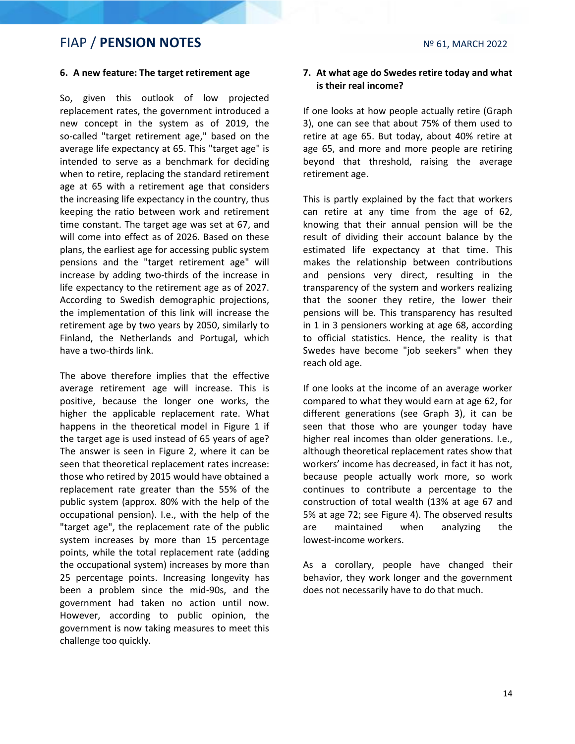### 6. A new feature: The target retirement age

So, given this outlook of low projected replacement rates, the government introduced a new concept in the system as of 2019, the so-called "target retirement age," based on the average life expectancy at 65. This "target age" is intended to serve as a benchmark for deciding when to retire, replacing the standard retirement age at 65 with a retirement age that considers the increasing life expectancy in the country, thus keeping the ratio between work and retirement time constant. The target age was set at 67, and will come into effect as of 2026. Based on these plans, the earliest age for accessing public system pensions and the "target retirement age" will increase by adding two-thirds of the increase in life expectancy to the retirement age as of 2027. According to Swedish demographic projections, the implementation of this link will increase the retirement age by two years by 2050, similarly to Finland, the Netherlands and Portugal, which have a two-thirds link.

The above therefore implies that the effective average retirement age will increase. This is positive, because the longer one works, the higher the applicable replacement rate. What happens in the theoretical model in Figure 1 if the target age is used instead of 65 years of age? The answer is seen in Figure 2, where it can be seen that theoretical replacement rates increase: those who retired by 2015 would have obtained a replacement rate greater than the 55% of the public system (approx. 80% with the help of the occupational pension). I.e., with the help of the "target age", the replacement rate of the public system increases by more than 15 percentage points, while the total replacement rate (adding the occupational system) increases by more than 25 percentage points. Increasing longevity has been a problem since the mid-90s, and the government had taken no action until now. However, according to public opinion, the government is now taking measures to meet this challenge too quickly.

### 7. At what age do Swedes retire today and what is their real income?

If one looks at how people actually retire (Graph 3), one can see that about 75% of them used to retire at age 65. But today, about 40% retire at age 65, and more and more people are retiring beyond that threshold, raising the average retirement age.

This is partly explained by the fact that workers can retire at any time from the age of 62, knowing that their annual pension will be the result of dividing their account balance by the estimated life expectancy at that time. This makes the relationship between contributions and pensions very direct, resulting in the transparency of the system and workers realizing that the sooner they retire, the lower their pensions will be. This transparency has resulted in 1 in 3 pensioners working at age 68, according to official statistics. Hence, the reality is that Swedes have become "job seekers" when they reach old age.

If one looks at the income of an average worker compared to what they would earn at age 62, for different generations (see Graph 3), it can be seen that those who are younger today have higher real incomes than older generations. I.e., although theoretical replacement rates show that workers' income has decreased, in fact it has not, because people actually work more, so work continues to contribute a percentage to the construction of total wealth (13% at age 67 and 5% at age 72; see Figure 4). The observed results are maintained when analyzing the lowest-income workers.

As a corollary, people have changed their behavior, they work longer and the government does not necessarily have to do that much.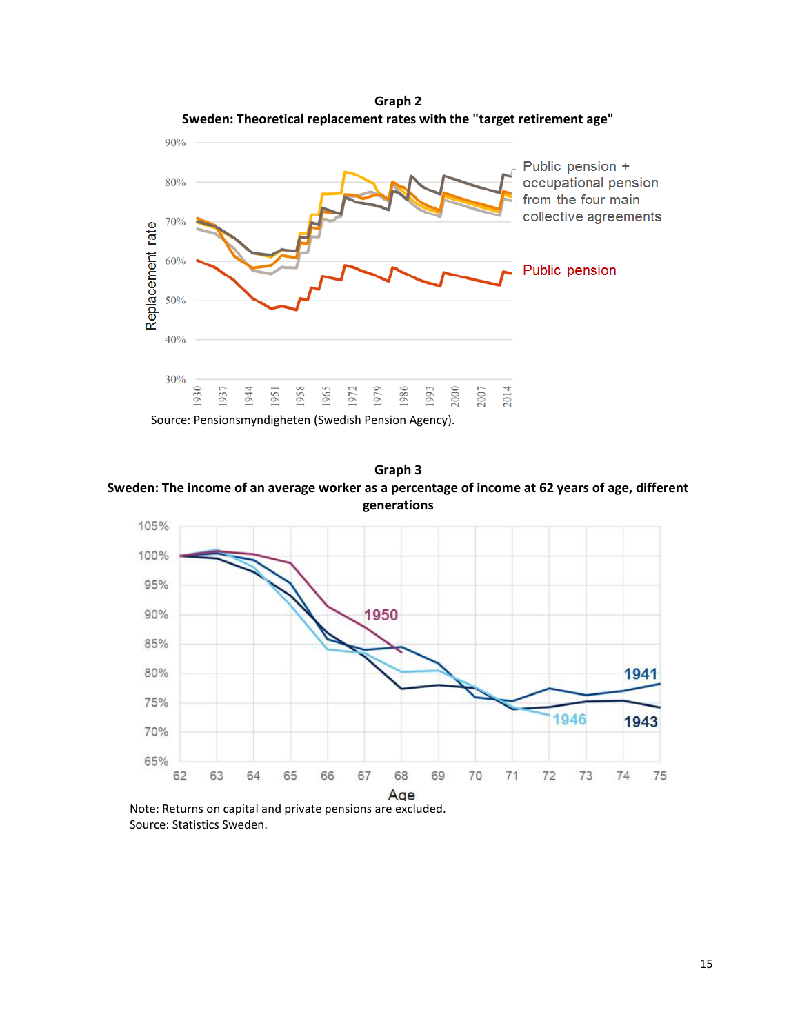**Graph 2**
**Sweden: Theoretical replacement rates with the "target retirement age"**

Source: Pensionsmyndigheten (Swedish Pension Agency).

**Graph 3**
**Sweden: The income of an average worker as a percentage of income at 62 years of age, different generations**

Note: Returns on capital and private pensions are excluded.
Source: Statistics Sweden.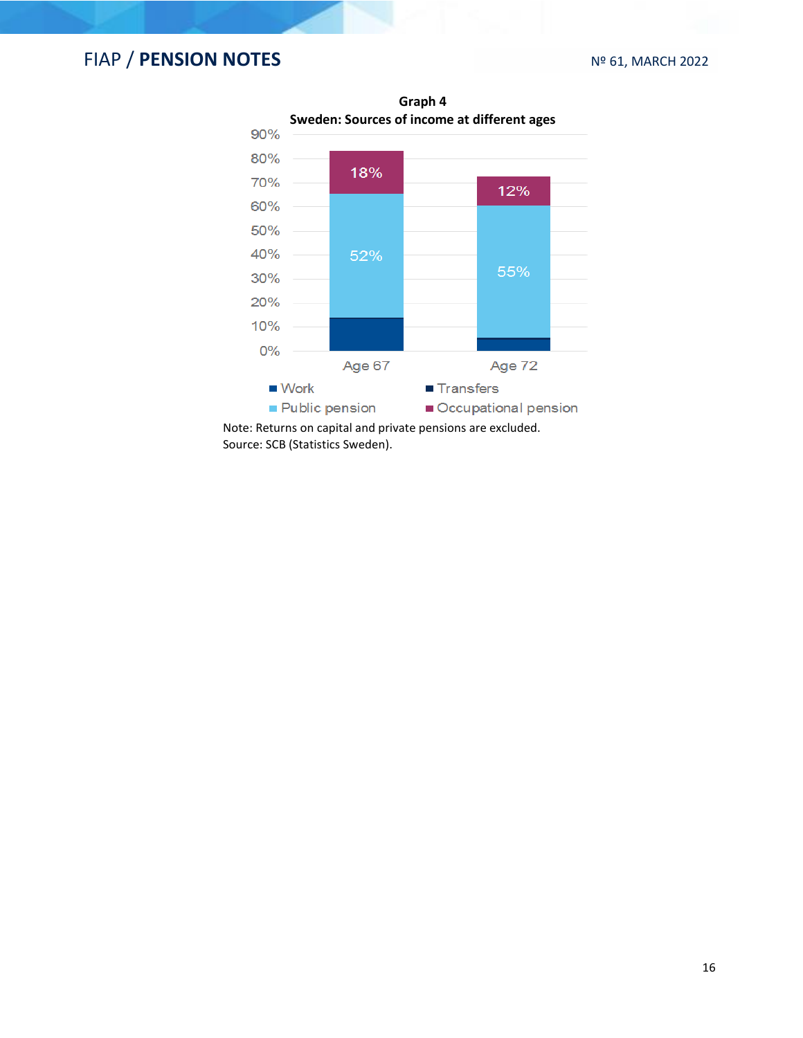**Graph 4**
**Sweden: Sources of income at different ages**

| | Age 67 | Age 72 |
|---|---|---|
| Occupational pension | 18% | 12% |
| Public pension | 52% | 55% |

Legend: Work; Transfers; Public pension; Occupational pension

Note: Returns on capital and private pensions are excluded.
Source: SCB (Statistics Sweden).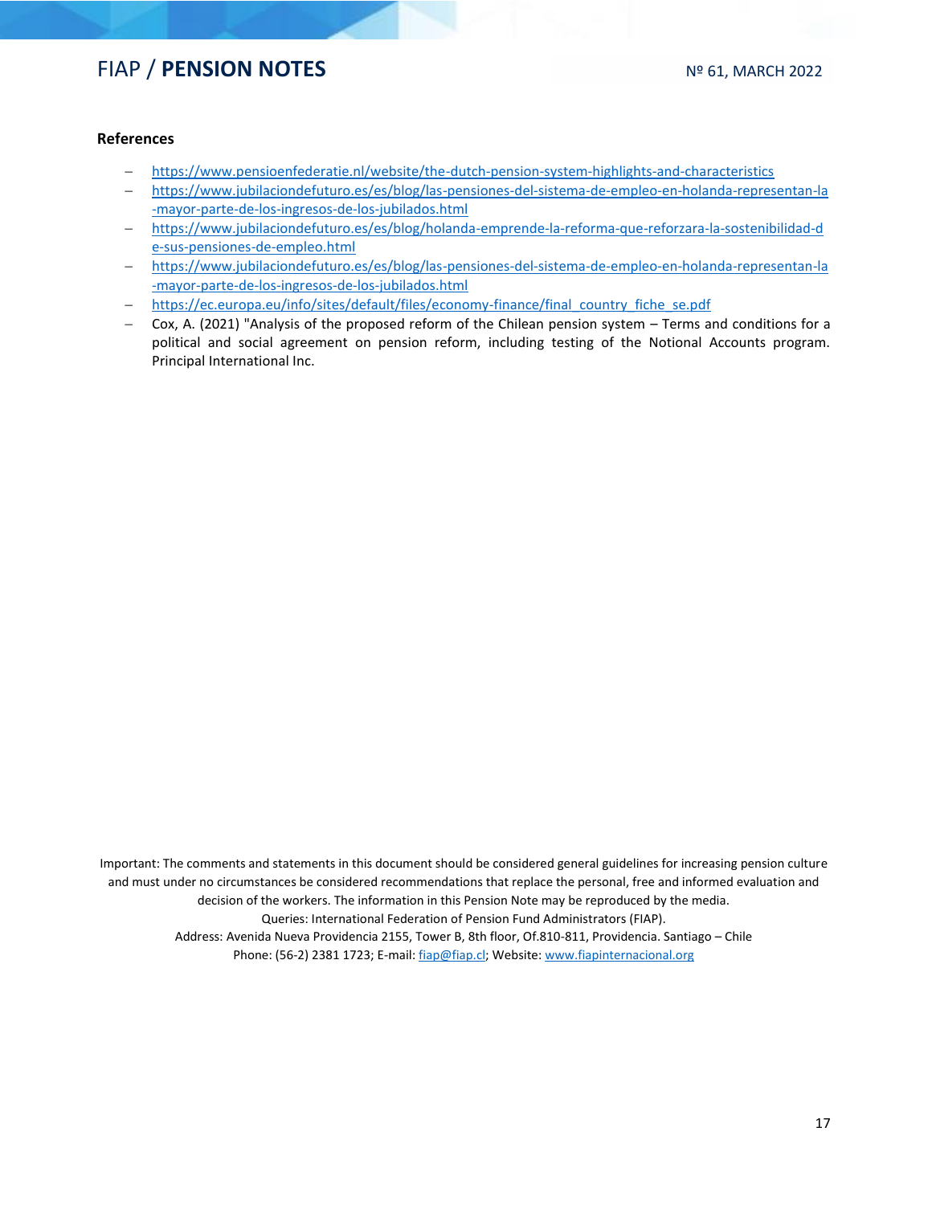**References**

- https://www.pensioenfederatie.nl/website/the-dutch-pension-system-highlights-and-characteristics
- https://www.jubilaciondefuturo.es/es/blog/las-pensiones-del-sistema-de-empleo-en-holanda-representan-la-mayor-parte-de-los-ingresos-de-los-jubilados.html
- https://www.jubilaciondefuturo.es/es/blog/holanda-emprende-la-reforma-que-reforzara-la-sostenibilidad-de-sus-pensiones-de-empleo.html
- https://www.jubilaciondefuturo.es/es/blog/las-pensiones-del-sistema-de-empleo-en-holanda-representan-la-mayor-parte-de-los-ingresos-de-los-jubilados.html
- https://ec.europa.eu/info/sites/default/files/economy-finance/final_country_fiche_se.pdf
- Cox, A. (2021) "Analysis of the proposed reform of the Chilean pension system – Terms and conditions for a political and social agreement on pension reform, including testing of the Notional Accounts program. Principal International Inc.

Important: The comments and statements in this document should be considered general guidelines for increasing pension culture and must under no circumstances be considered recommendations that replace the personal, free and informed evaluation and decision of the workers. The information in this Pension Note may be reproduced by the media.
Queries: International Federation of Pension Fund Administrators (FIAP).
Address: Avenida Nueva Providencia 2155, Tower B, 8th floor, Of.810-811, Providencia. Santiago – Chile
Phone: (56-2) 2381 1723; E-mail: fiap@fiap.cl; Website: www.fiapinternacional.org